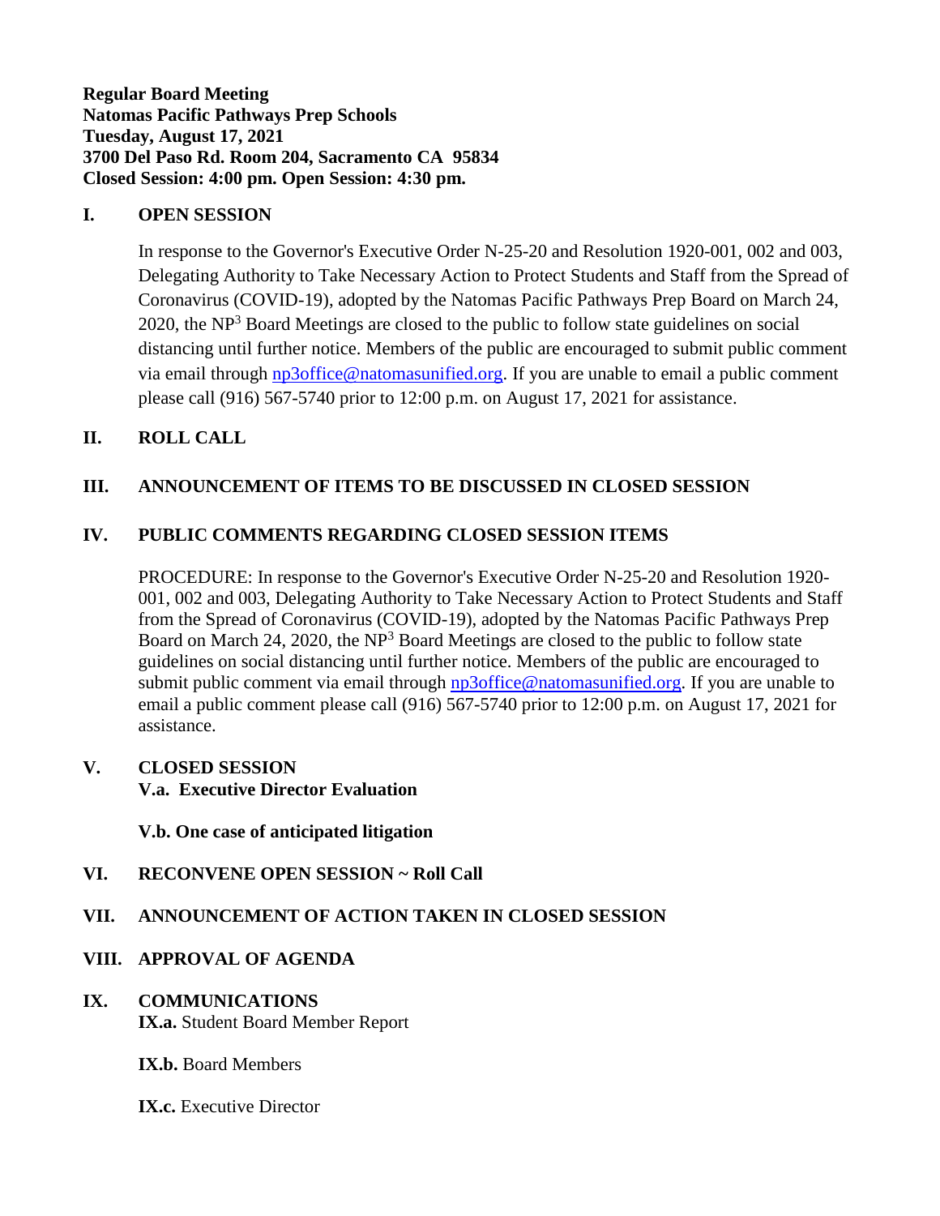**Regular Board Meeting**
**Natomas Pacific Pathways Prep Schools**
**Tuesday, August 17, 2021**
**3700 Del Paso Rd. Room 204, Sacramento CA 95834**
**Closed Session: 4:00 pm. Open Session: 4:30 pm.**

## I. OPEN SESSION

In response to the Governor's Executive Order N-25-20 and Resolution 1920-001, 002 and 003, Delegating Authority to Take Necessary Action to Protect Students and Staff from the Spread of Coronavirus (COVID-19), adopted by the Natomas Pacific Pathways Prep Board on March 24, 2020, the NP$^3$ Board Meetings are closed to the public to follow state guidelines on social distancing until further notice. Members of the public are encouraged to submit public comment via email through np3office@natomasunified.org. If you are unable to email a public comment please call (916) 567-5740 prior to 12:00 p.m. on August 17, 2021 for assistance.

## II. ROLL CALL

## III. ANNOUNCEMENT OF ITEMS TO BE DISCUSSED IN CLOSED SESSION

## IV. PUBLIC COMMENTS REGARDING CLOSED SESSION ITEMS

PROCEDURE: In response to the Governor's Executive Order N-25-20 and Resolution 1920-001, 002 and 003, Delegating Authority to Take Necessary Action to Protect Students and Staff from the Spread of Coronavirus (COVID-19), adopted by the Natomas Pacific Pathways Prep Board on March 24, 2020, the NP$^3$ Board Meetings are closed to the public to follow state guidelines on social distancing until further notice. Members of the public are encouraged to submit public comment via email through np3office@natomasunified.org. If you are unable to email a public comment please call (916) 567-5740 prior to 12:00 p.m. on August 17, 2021 for assistance.

## V. CLOSED SESSION

**V.a. Executive Director Evaluation**

**V.b. One case of anticipated litigation**

## VI. RECONVENE OPEN SESSION ~ Roll Call

## VII. ANNOUNCEMENT OF ACTION TAKEN IN CLOSED SESSION

## VIII. APPROVAL OF AGENDA

## IX. COMMUNICATIONS

**IX.a.** Student Board Member Report

**IX.b.** Board Members

**IX.c.** Executive Director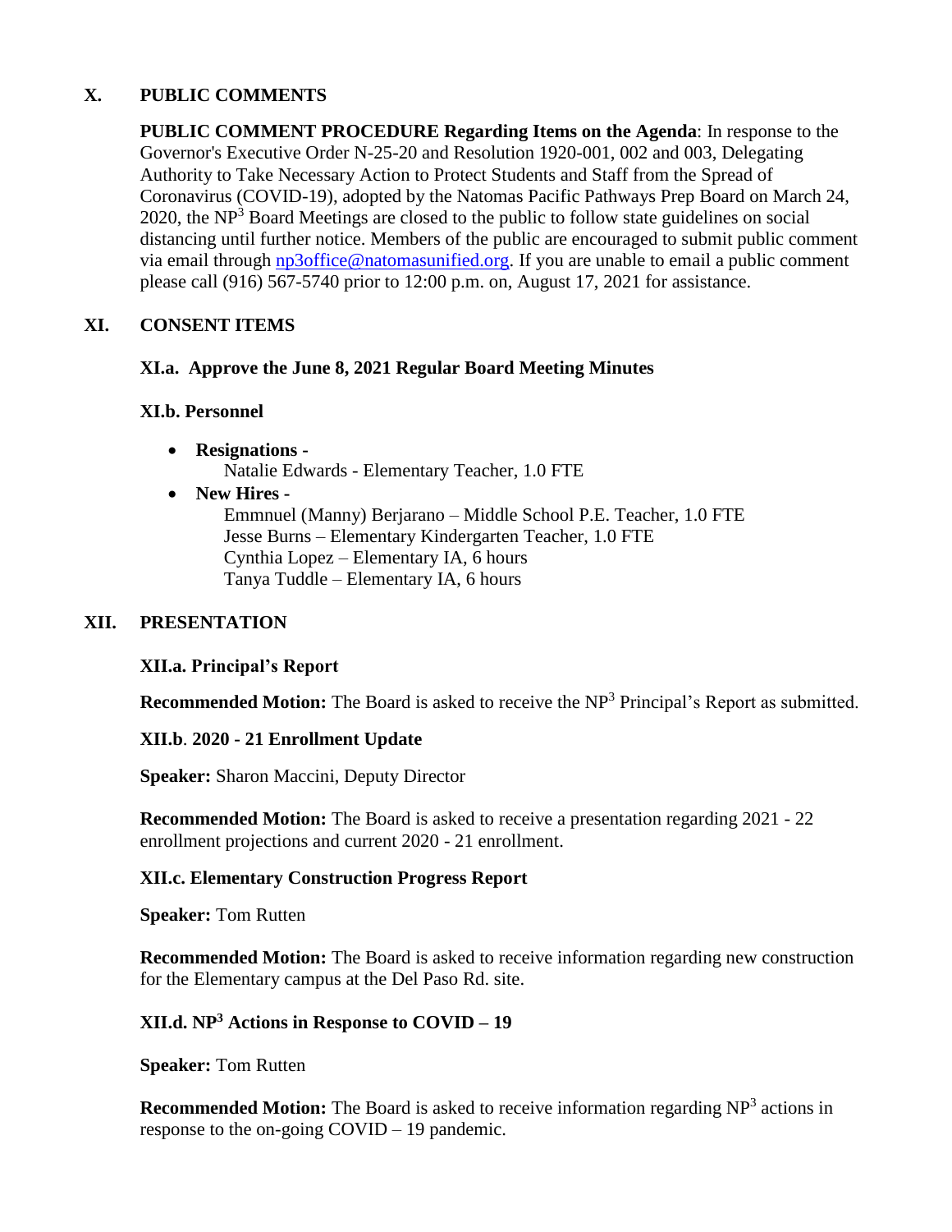## X. PUBLIC COMMENTS

**PUBLIC COMMENT PROCEDURE Regarding Items on the Agenda**: In response to the Governor's Executive Order N-25-20 and Resolution 1920-001, 002 and 003, Delegating Authority to Take Necessary Action to Protect Students and Staff from the Spread of Coronavirus (COVID-19), adopted by the Natomas Pacific Pathways Prep Board on March 24, 2020, the $NP^3$ Board Meetings are closed to the public to follow state guidelines on social distancing until further notice. Members of the public are encouraged to submit public comment via email through np3office@natomasunified.org. If you are unable to email a public comment please call (916) 567-5740 prior to 12:00 p.m. on, August 17, 2021 for assistance.

## XI. CONSENT ITEMS

### XI.a. Approve the June 8, 2021 Regular Board Meeting Minutes

### XI.b. Personnel

- **Resignations -**
  Natalie Edwards - Elementary Teacher, 1.0 FTE
- **New Hires -**
  Emmnuel (Manny) Berjarano – Middle School P.E. Teacher, 1.0 FTE
  Jesse Burns – Elementary Kindergarten Teacher, 1.0 FTE
  Cynthia Lopez – Elementary IA, 6 hours
  Tanya Tuddle – Elementary IA, 6 hours

## XII. PRESENTATION

### XII.a. Principal's Report

**Recommended Motion:** The Board is asked to receive the $NP^3$ Principal's Report as submitted.

### XII.b. 2020 - 21 Enrollment Update

**Speaker:** Sharon Maccini, Deputy Director

**Recommended Motion:** The Board is asked to receive a presentation regarding 2021 - 22 enrollment projections and current 2020 - 21 enrollment.

### XII.c. Elementary Construction Progress Report

**Speaker:** Tom Rutten

**Recommended Motion:** The Board is asked to receive information regarding new construction for the Elementary campus at the Del Paso Rd. site.

### XII.d. $NP^3$ Actions in Response to COVID – 19

**Speaker:** Tom Rutten

**Recommended Motion:** The Board is asked to receive information regarding $NP^3$ actions in response to the on-going COVID – 19 pandemic.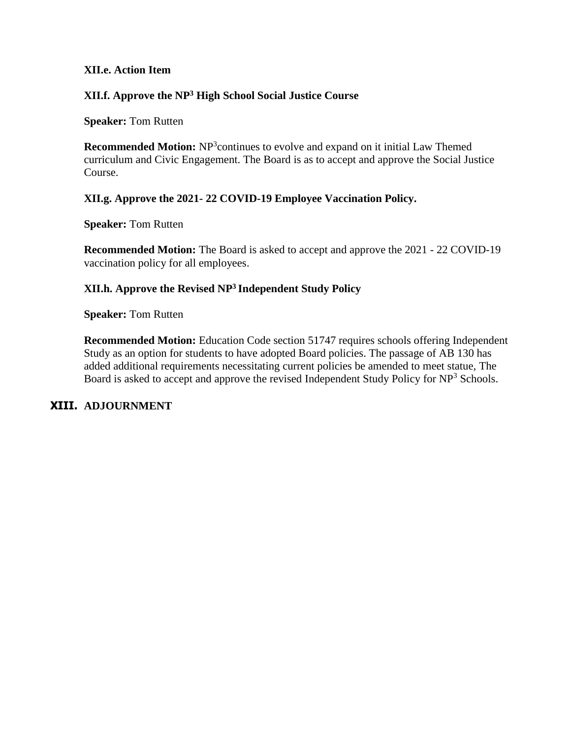**XII.e. Action Item**

**XII.f. Approve the NP$^3$ High School Social Justice Course**

**Speaker:** Tom Rutten

**Recommended Motion:** NP$^3$continues to evolve and expand on it initial Law Themed curriculum and Civic Engagement. The Board is as to accept and approve the Social Justice Course.

**XII.g. Approve the 2021- 22 COVID-19 Employee Vaccination Policy.**

**Speaker:** Tom Rutten

**Recommended Motion:** The Board is asked to accept and approve the 2021 - 22 COVID-19 vaccination policy for all employees.

**XII.h. Approve the Revised NP$^3$ Independent Study Policy**

**Speaker:** Tom Rutten

**Recommended Motion:** Education Code section 51747 requires schools offering Independent Study as an option for students to have adopted Board policies. The passage of AB 130 has added additional requirements necessitating current policies be amended to meet statue, The Board is asked to accept and approve the revised Independent Study Policy for NP$^3$ Schools.

## XIII. ADJOURNMENT